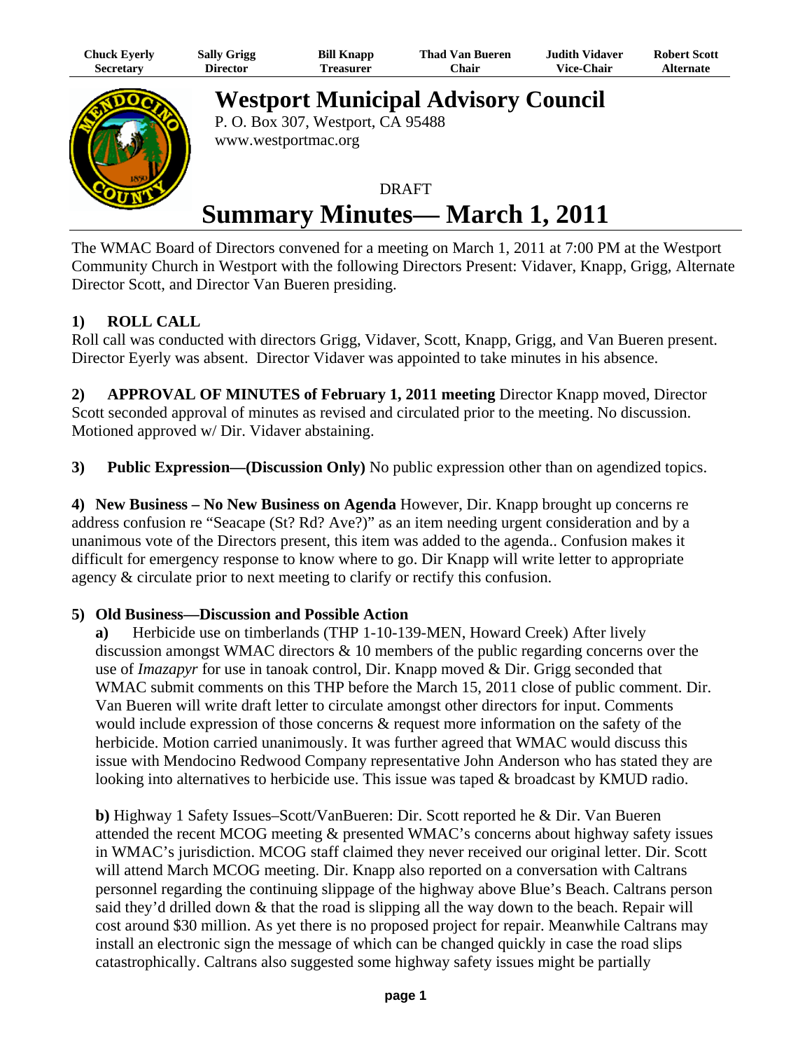| Chuck Eyerly | Sally Grigg | Bill Knapp | Thad Van Bueren | Judith Vidaver | Robert Scott |
| --- | --- | --- | --- | --- | --- |
| Secretary | Director | Treasurer | Chair | Vice-Chair | Alternate |

# Westport Municipal Advisory Council

P. O. Box 307, Westport, CA 95488
www.westportmac.org

DRAFT

# Summary Minutes— March 1, 2011

The WMAC Board of Directors convened for a meeting on March 1, 2011 at 7:00 PM at the Westport Community Church in Westport with the following Directors Present: Vidaver, Knapp, Grigg, Alternate Director Scott, and Director Van Bueren presiding.

**1) ROLL CALL**
Roll call was conducted with directors Grigg, Vidaver, Scott, Knapp, Grigg, and Van Bueren present. Director Eyerly was absent. Director Vidaver was appointed to take minutes in his absence.

**2) APPROVAL OF MINUTES of February 1, 2011 meeting** Director Knapp moved, Director Scott seconded approval of minutes as revised and circulated prior to the meeting. No discussion. Motioned approved w/ Dir. Vidaver abstaining.

**3) Public Expression—(Discussion Only)** No public expression other than on agendized topics.

**4) New Business – No New Business on Agenda** However, Dir. Knapp brought up concerns re address confusion re "Seacape (St? Rd? Ave?)" as an item needing urgent consideration and by a unanimous vote of the Directors present, this item was added to the agenda.. Confusion makes it difficult for emergency response to know where to go. Dir Knapp will write letter to appropriate agency & circulate prior to next meeting to clarify or rectify this confusion.

**5) Old Business—Discussion and Possible Action**

**a)** Herbicide use on timberlands (THP 1-10-139-MEN, Howard Creek) After lively discussion amongst WMAC directors & 10 members of the public regarding concerns over the use of *Imazapyr* for use in tanoak control, Dir. Knapp moved & Dir. Grigg seconded that WMAC submit comments on this THP before the March 15, 2011 close of public comment. Dir. Van Bueren will write draft letter to circulate amongst other directors for input. Comments would include expression of those concerns & request more information on the safety of the herbicide. Motion carried unanimously. It was further agreed that WMAC would discuss this issue with Mendocino Redwood Company representative John Anderson who has stated they are looking into alternatives to herbicide use. This issue was taped & broadcast by KMUD radio.

**b)** Highway 1 Safety Issues–Scott/VanBueren: Dir. Scott reported he & Dir. Van Bueren attended the recent MCOG meeting & presented WMAC's concerns about highway safety issues in WMAC's jurisdiction. MCOG staff claimed they never received our original letter. Dir. Scott will attend March MCOG meeting. Dir. Knapp also reported on a conversation with Caltrans personnel regarding the continuing slippage of the highway above Blue's Beach. Caltrans person said they'd drilled down & that the road is slipping all the way down to the beach. Repair will cost around $30 million. As yet there is no proposed project for repair. Meanwhile Caltrans may install an electronic sign the message of which can be changed quickly in case the road slips catastrophically. Caltrans also suggested some highway safety issues might be partially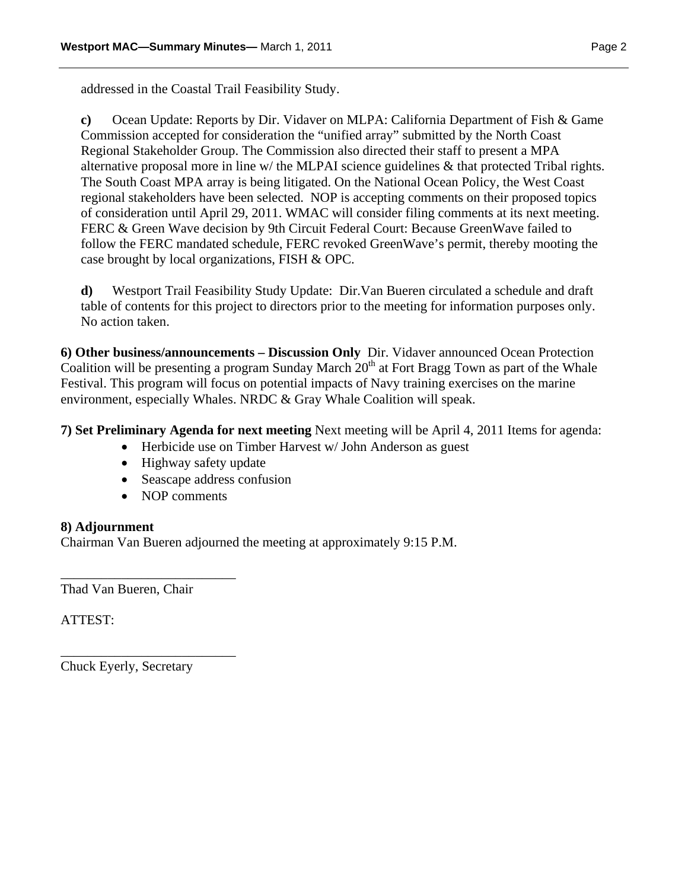addressed in the Coastal Trail Feasibility Study.

**c)** Ocean Update: Reports by Dir. Vidaver on MLPA: California Department of Fish & Game Commission accepted for consideration the "unified array" submitted by the North Coast Regional Stakeholder Group. The Commission also directed their staff to present a MPA alternative proposal more in line w/ the MLPAI science guidelines & that protected Tribal rights. The South Coast MPA array is being litigated. On the National Ocean Policy, the West Coast regional stakeholders have been selected. NOP is accepting comments on their proposed topics of consideration until April 29, 2011. WMAC will consider filing comments at its next meeting. FERC & Green Wave decision by 9th Circuit Federal Court: Because GreenWave failed to follow the FERC mandated schedule, FERC revoked GreenWave's permit, thereby mooting the case brought by local organizations, FISH & OPC.

**d)** Westport Trail Feasibility Study Update: Dir.Van Bueren circulated a schedule and draft table of contents for this project to directors prior to the meeting for information purposes only. No action taken.

**6) Other business/announcements – Discussion Only** Dir. Vidaver announced Ocean Protection Coalition will be presenting a program Sunday March 20th at Fort Bragg Town as part of the Whale Festival. This program will focus on potential impacts of Navy training exercises on the marine environment, especially Whales. NRDC & Gray Whale Coalition will speak.

**7) Set Preliminary Agenda for next meeting** Next meeting will be April 4, 2011 Items for agenda:

- Herbicide use on Timber Harvest w/ John Anderson as guest
- Highway safety update
- Seascape address confusion
- NOP comments

**8) Adjournment**

Chairman Van Bueren adjourned the meeting at approximately 9:15 P.M.

\_\_\_\_\_\_\_\_\_\_\_\_\_\_\_\_\_\_\_\_\_\_\_\_\_\_

Thad Van Bueren, Chair

ATTEST:

\_\_\_\_\_\_\_\_\_\_\_\_\_\_\_\_\_\_\_\_\_\_\_\_\_\_

Chuck Eyerly, Secretary